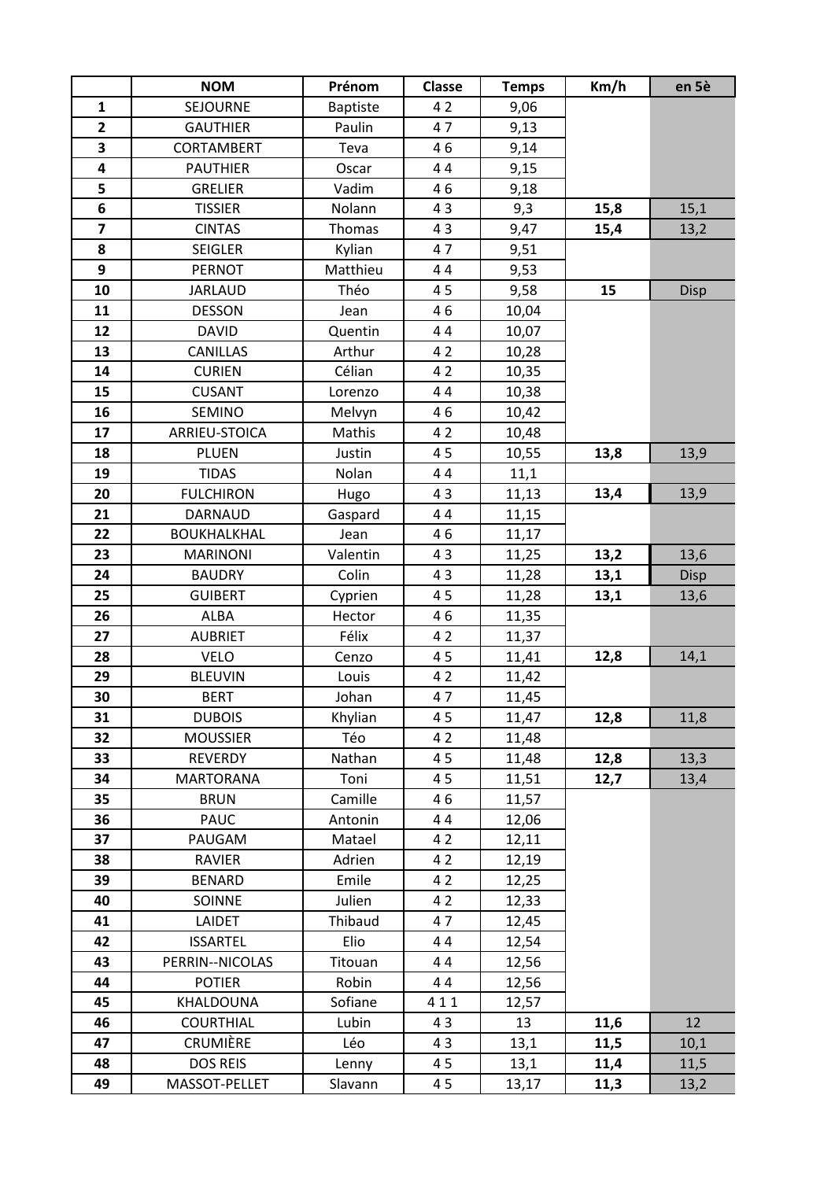| | NOM | Prénom | Classe | Temps | Km/h | en 5è |
|---|---|---|---|---|---|---|
| **1** | SEJOURNE | Baptiste | 4 2 | 9,06 | | |
| **2** | GAUTHIER | Paulin | 4 7 | 9,13 | | |
| **3** | CORTAMBERT | Teva | 4 6 | 9,14 | | |
| **4** | PAUTHIER | Oscar | 4 4 | 9,15 | | |
| **5** | GRELIER | Vadim | 4 6 | 9,18 | | |
| **6** | TISSIER | Nolann | 4 3 | 9,3 | **15,8** | 15,1 |
| **7** | CINTAS | Thomas | 4 3 | 9,47 | **15,4** | 13,2 |
| **8** | SEIGLER | Kylian | 4 7 | 9,51 | | |
| **9** | PERNOT | Matthieu | 4 4 | 9,53 | | |
| **10** | JARLAUD | Théo | 4 5 | 9,58 | **15** | Disp |
| **11** | DESSON | Jean | 4 6 | 10,04 | | |
| **12** | DAVID | Quentin | 4 4 | 10,07 | | |
| **13** | CANILLAS | Arthur | 4 2 | 10,28 | | |
| **14** | CURIEN | Célian | 4 2 | 10,35 | | |
| **15** | CUSANT | Lorenzo | 4 4 | 10,38 | | |
| **16** | SEMINO | Melvyn | 4 6 | 10,42 | | |
| **17** | ARRIEU-STOICA | Mathis | 4 2 | 10,48 | | |
| **18** | PLUEN | Justin | 4 5 | 10,55 | **13,8** | 13,9 |
| **19** | TIDAS | Nolan | 4 4 | 11,1 | | |
| **20** | FULCHIRON | Hugo | 4 3 | 11,13 | **13,4** | 13,9 |
| **21** | DARNAUD | Gaspard | 4 4 | 11,15 | | |
| **22** | BOUKHALKHAL | Jean | 4 6 | 11,17 | | |
| **23** | MARINONI | Valentin | 4 3 | 11,25 | **13,2** | 13,6 |
| **24** | BAUDRY | Colin | 4 3 | 11,28 | **13,1** | Disp |
| **25** | GUIBERT | Cyprien | 4 5 | 11,28 | **13,1** | 13,6 |
| **26** | ALBA | Hector | 4 6 | 11,35 | | |
| **27** | AUBRIET | Félix | 4 2 | 11,37 | | |
| **28** | VELO | Cenzo | 4 5 | 11,41 | **12,8** | 14,1 |
| **29** | BLEUVIN | Louis | 4 2 | 11,42 | | |
| **30** | BERT | Johan | 4 7 | 11,45 | | |
| **31** | DUBOIS | Khylian | 4 5 | 11,47 | **12,8** | 11,8 |
| **32** | MOUSSIER | Téo | 4 2 | 11,48 | | |
| **33** | REVERDY | Nathan | 4 5 | 11,48 | **12,8** | 13,3 |
| **34** | MARTORANA | Toni | 4 5 | 11,51 | **12,7** | 13,4 |
| **35** | BRUN | Camille | 4 6 | 11,57 | | |
| **36** | PAUC | Antonin | 4 4 | 12,06 | | |
| **37** | PAUGAM | Matael | 4 2 | 12,11 | | |
| **38** | RAVIER | Adrien | 4 2 | 12,19 | | |
| **39** | BENARD | Emile | 4 2 | 12,25 | | |
| **40** | SOINNE | Julien | 4 2 | 12,33 | | |
| **41** | LAIDET | Thibaud | 4 7 | 12,45 | | |
| **42** | ISSARTEL | Elio | 4 4 | 12,54 | | |
| **43** | PERRIN--NICOLAS | Titouan | 4 4 | 12,56 | | |
| **44** | POTIER | Robin | 4 4 | 12,56 | | |
| **45** | KHALDOUNA | Sofiane | 4 1 1 | 12,57 | | |
| **46** | COURTHIAL | Lubin | 4 3 | 13 | **11,6** | 12 |
| **47** | CRUMIÈRE | Léo | 4 3 | 13,1 | **11,5** | 10,1 |
| **48** | DOS REIS | Lenny | 4 5 | 13,1 | **11,4** | 11,5 |
| **49** | MASSOT-PELLET | Slavann | 4 5 | 13,17 | **11,3** | 13,2 |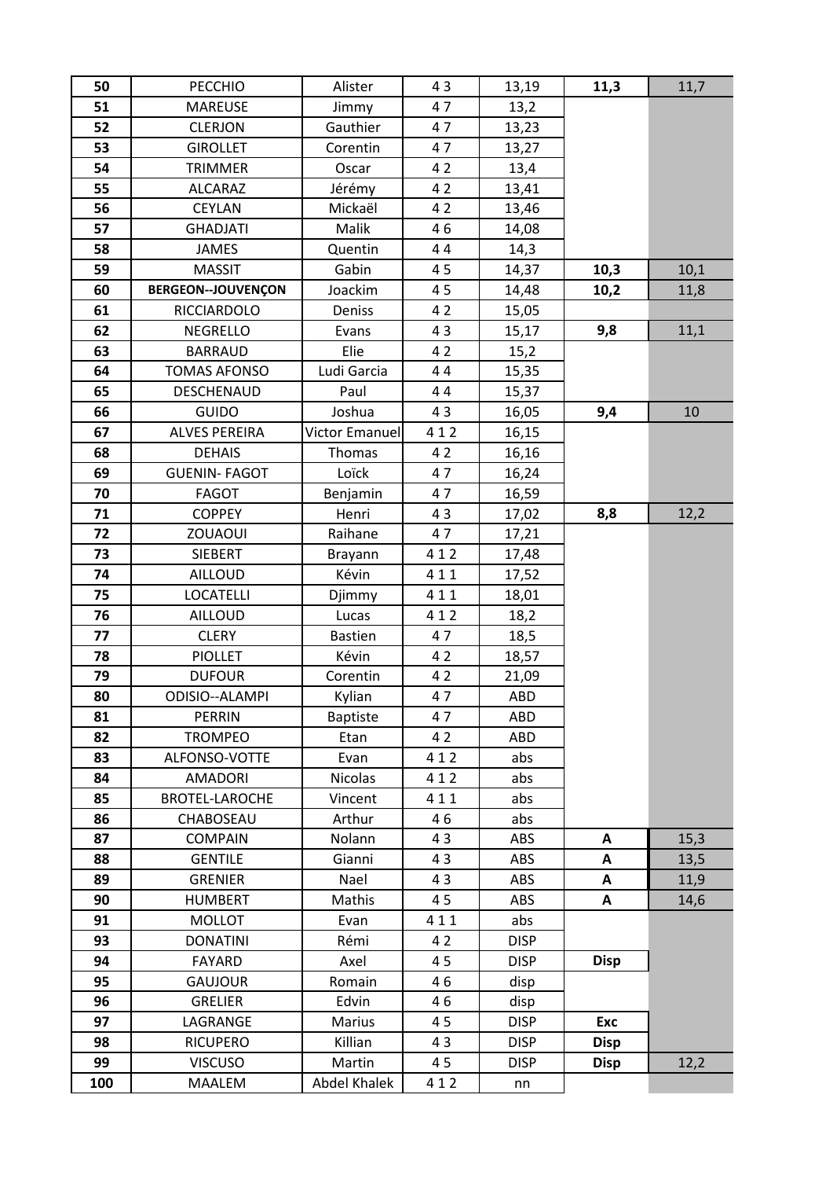| | | | | | | |
|---|---|---|---|---|---|---|
| **50** | PECCHIO | Alister | 4 3 | 13,19 | **11,3** | 11,7 |
| **51** | MAREUSE | Jimmy | 4 7 | 13,2 | | |
| **52** | CLERJON | Gauthier | 4 7 | 13,23 | | |
| **53** | GIROLLET | Corentin | 4 7 | 13,27 | | |
| **54** | TRIMMER | Oscar | 4 2 | 13,4 | | |
| **55** | ALCARAZ | Jérémy | 4 2 | 13,41 | | |
| **56** | CEYLAN | Mickaël | 4 2 | 13,46 | | |
| **57** | GHADJATI | Malik | 4 6 | 14,08 | | |
| **58** | JAMES | Quentin | 4 4 | 14,3 | | |
| **59** | MASSIT | Gabin | 4 5 | 14,37 | **10,3** | 10,1 |
| **60** | **BERGEON--JOUVENÇON** | Joackim | 4 5 | 14,48 | **10,2** | 11,8 |
| **61** | RICCIARDOLO | Deniss | 4 2 | 15,05 | | |
| **62** | NEGRELLO | Evans | 4 3 | 15,17 | **9,8** | 11,1 |
| **63** | BARRAUD | Elie | 4 2 | 15,2 | | |
| **64** | TOMAS AFONSO | Ludi Garcia | 4 4 | 15,35 | | |
| **65** | DESCHENAUD | Paul | 4 4 | 15,37 | | |
| **66** | GUIDO | Joshua | 4 3 | 16,05 | **9,4** | 10 |
| **67** | ALVES PEREIRA | Victor Emanuel | 4 1 2 | 16,15 | | |
| **68** | DEHAIS | Thomas | 4 2 | 16,16 | | |
| **69** | GUENIN- FAGOT | Loïck | 4 7 | 16,24 | | |
| **70** | FAGOT | Benjamin | 4 7 | 16,59 | | |
| **71** | COPPEY | Henri | 4 3 | 17,02 | **8,8** | 12,2 |
| **72** | ZOUAOUI | Raihane | 4 7 | 17,21 | | |
| **73** | SIEBERT | Brayann | 4 1 2 | 17,48 | | |
| **74** | AILLOUD | Kévin | 4 1 1 | 17,52 | | |
| **75** | LOCATELLI | Djimmy | 4 1 1 | 18,01 | | |
| **76** | AILLOUD | Lucas | 4 1 2 | 18,2 | | |
| **77** | CLERY | Bastien | 4 7 | 18,5 | | |
| **78** | PIOLLET | Kévin | 4 2 | 18,57 | | |
| **79** | DUFOUR | Corentin | 4 2 | 21,09 | | |
| **80** | ODISIO--ALAMPI | Kylian | 4 7 | ABD | | |
| **81** | PERRIN | Baptiste | 4 7 | ABD | | |
| **82** | TROMPEO | Etan | 4 2 | ABD | | |
| **83** | ALFONSO-VOTTE | Evan | 4 1 2 | abs | | |
| **84** | AMADORI | Nicolas | 4 1 2 | abs | | |
| **85** | BROTEL-LAROCHE | Vincent | 4 1 1 | abs | | |
| **86** | CHABOSEAU | Arthur | 4 6 | abs | | |
| **87** | COMPAIN | Nolann | 4 3 | ABS | **A** | 15,3 |
| **88** | GENTILE | Gianni | 4 3 | ABS | **A** | 13,5 |
| **89** | GRENIER | Nael | 4 3 | ABS | **A** | 11,9 |
| **90** | HUMBERT | Mathis | 4 5 | ABS | **A** | 14,6 |
| **91** | MOLLOT | Evan | 4 1 1 | abs | | |
| **93** | DONATINI | Rémi | 4 2 | DISP | | |
| **94** | FAYARD | Axel | 4 5 | DISP | **Disp** | |
| **95** | GAUJOUR | Romain | 4 6 | disp | | |
| **96** | GRELIER | Edvin | 4 6 | disp | | |
| **97** | LAGRANGE | Marius | 4 5 | DISP | **Exc** | |
| **98** | RICUPERO | Killian | 4 3 | DISP | **Disp** | |
| **99** | VISCUSO | Martin | 4 5 | DISP | **Disp** | 12,2 |
| **100** | MAALEM | Abdel Khalek | 4 1 2 | nn | | |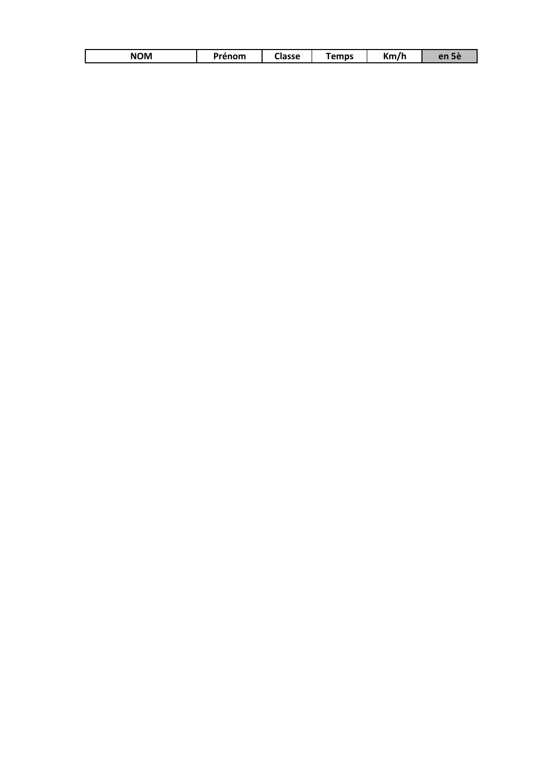| NOM | Prénom | Classe | Temps | Km/h | en 5è |
|---|---|---|---|---|---|